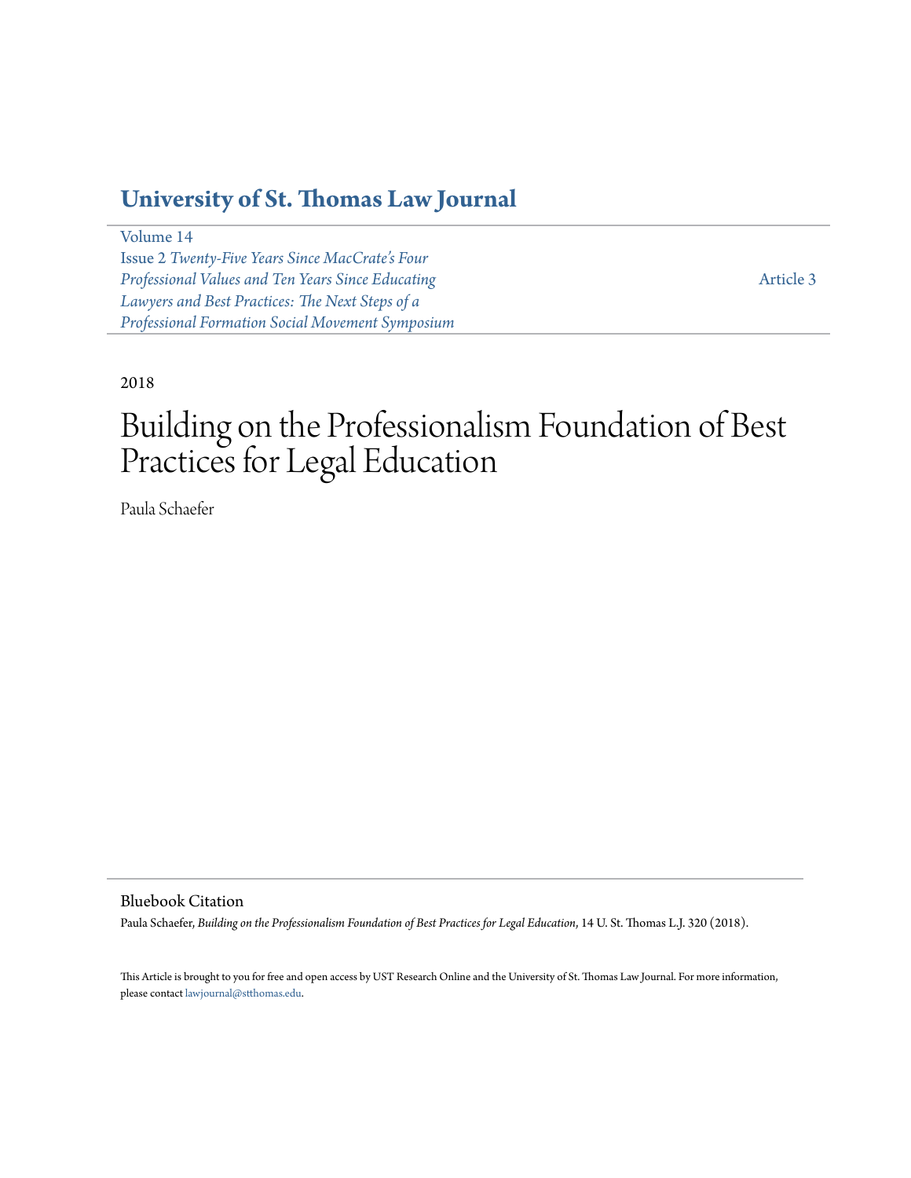# University of St. Thomas Law Journal

Volume 14
Issue 2 *Twenty-Five Years Since MacCrate's Four Professional Values and Ten Years Since Educating Lawyers and Best Practices: The Next Steps of a Professional Formation Social Movement Symposium*

Article 3

2018

# Building on the Professionalism Foundation of Best Practices for Legal Education

Paula Schaefer

## Bluebook Citation

Paula Schaefer, *Building on the Professionalism Foundation of Best Practices for Legal Education*, 14 U. St. Thomas L.J. 320 (2018).

This Article is brought to you for free and open access by UST Research Online and the University of St. Thomas Law Journal. For more information, please contact lawjournal@stthomas.edu.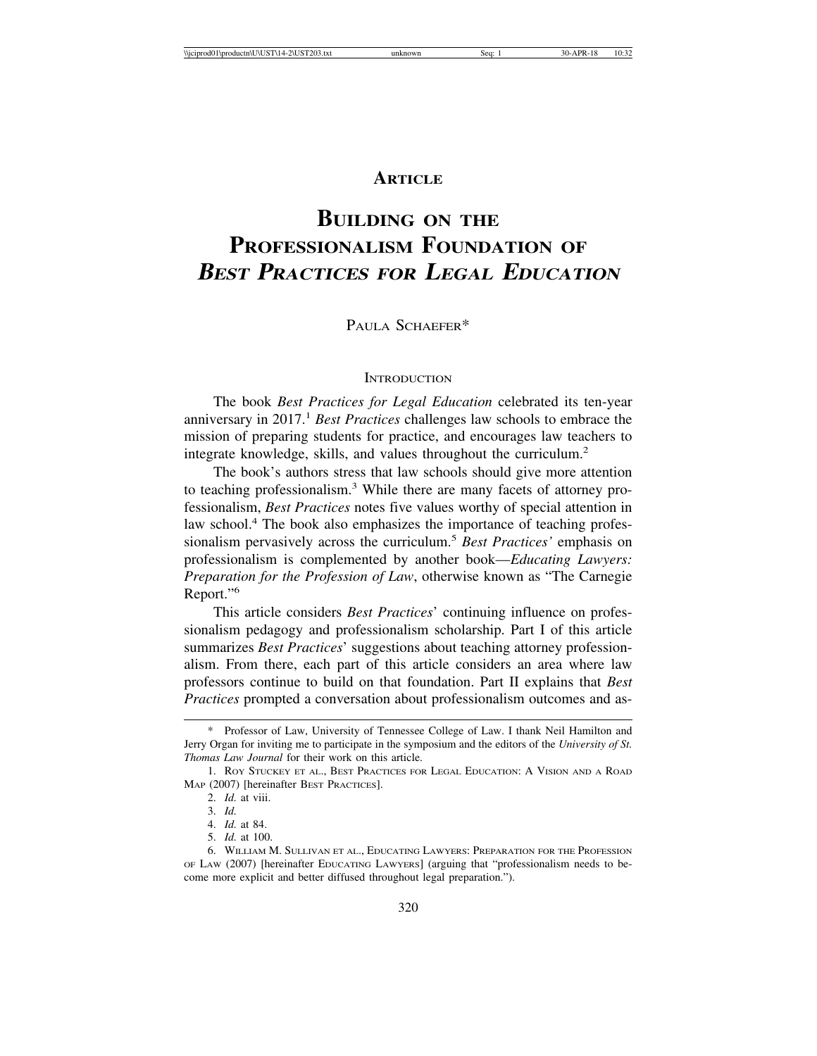# ARTICLE

# BUILDING ON THE PROFESSIONALISM FOUNDATION OF *BEST PRACTICES FOR LEGAL EDUCATION*

PAULA SCHAEFER*

## INTRODUCTION

The book *Best Practices for Legal Education* celebrated its ten-year anniversary in 2017.[1] *Best Practices* challenges law schools to embrace the mission of preparing students for practice, and encourages law teachers to integrate knowledge, skills, and values throughout the curriculum.[2]

The book's authors stress that law schools should give more attention to teaching professionalism.[3] While there are many facets of attorney professionalism, *Best Practices* notes five values worthy of special attention in law school.[4] The book also emphasizes the importance of teaching professionalism pervasively across the curriculum.[5] *Best Practices'* emphasis on professionalism is complemented by another book—*Educating Lawyers: Preparation for the Profession of Law*, otherwise known as "The Carnegie Report."[6]

This article considers *Best Practices*' continuing influence on professionalism pedagogy and professionalism scholarship. Part I of this article summarizes *Best Practices*' suggestions about teaching attorney professionalism. From there, each part of this article considers an area where law professors continue to build on that foundation. Part II explains that *Best Practices* prompted a conversation about professionalism outcomes and as-

---

\* Professor of Law, University of Tennessee College of Law. I thank Neil Hamilton and Jerry Organ for inviting me to participate in the symposium and the editors of the *University of St. Thomas Law Journal* for their work on this article.

1. ROY STUCKEY ET AL., BEST PRACTICES FOR LEGAL EDUCATION: A VISION AND A ROAD MAP (2007) [hereinafter BEST PRACTICES].

2. *Id.* at viii.

3. *Id.*

4. *Id.* at 84.

5. *Id.* at 100.

6. WILLIAM M. SULLIVAN ET AL., EDUCATING LAWYERS: PREPARATION FOR THE PROFESSION OF LAW (2007) [hereinafter EDUCATING LAWYERS] (arguing that "professionalism needs to become more explicit and better diffused throughout legal preparation.").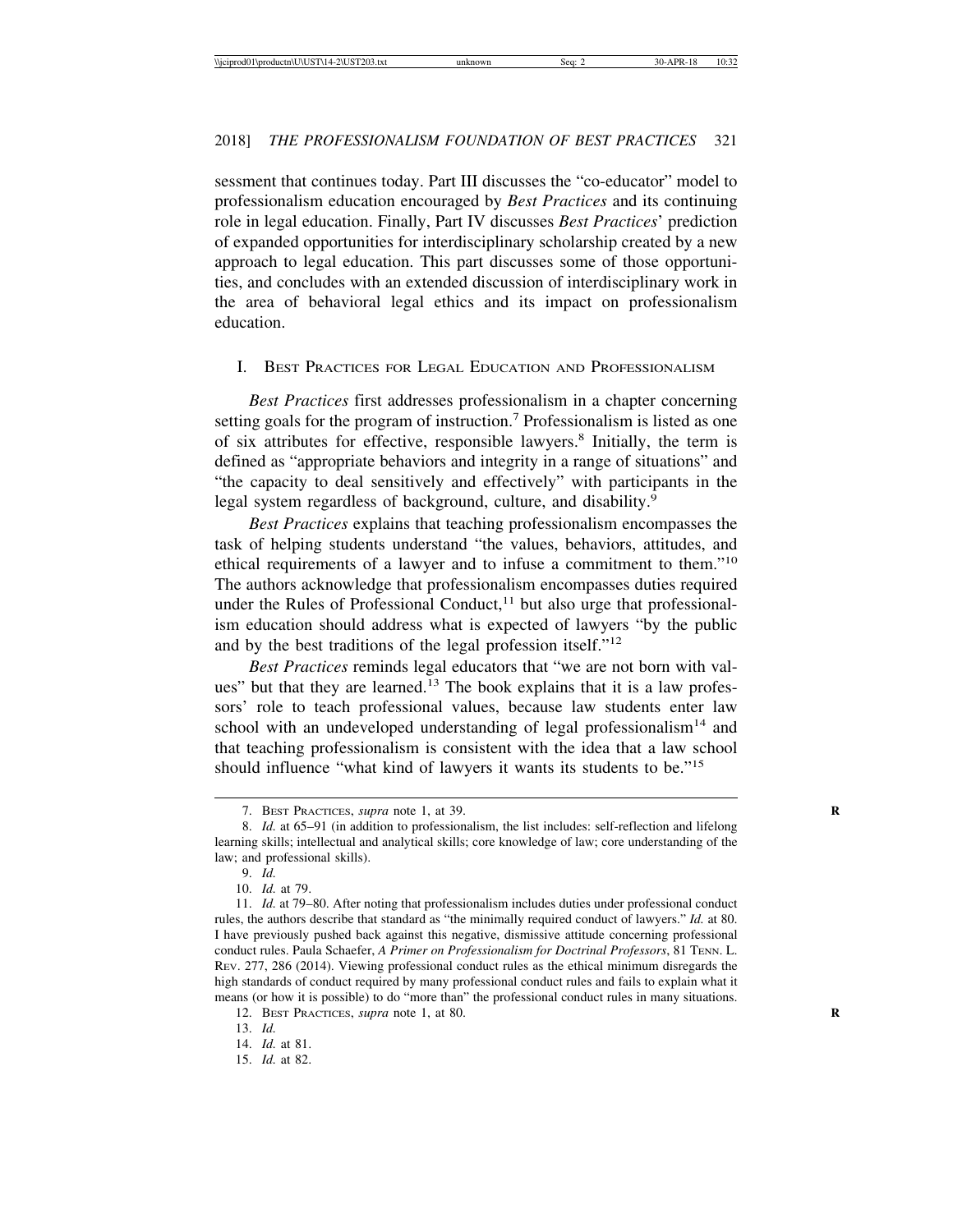sessment that continues today. Part III discusses the "co-educator" model to professionalism education encouraged by *Best Practices* and its continuing role in legal education. Finally, Part IV discusses *Best Practices*' prediction of expanded opportunities for interdisciplinary scholarship created by a new approach to legal education. This part discusses some of those opportunities, and concludes with an extended discussion of interdisciplinary work in the area of behavioral legal ethics and its impact on professionalism education.

## I. Best Practices for Legal Education and Professionalism

*Best Practices* first addresses professionalism in a chapter concerning setting goals for the program of instruction.[7] Professionalism is listed as one of six attributes for effective, responsible lawyers.[8] Initially, the term is defined as "appropriate behaviors and integrity in a range of situations" and "the capacity to deal sensitively and effectively" with participants in the legal system regardless of background, culture, and disability.[9]

*Best Practices* explains that teaching professionalism encompasses the task of helping students understand "the values, behaviors, attitudes, and ethical requirements of a lawyer and to infuse a commitment to them."[10] The authors acknowledge that professionalism encompasses duties required under the Rules of Professional Conduct,[11] but also urge that professionalism education should address what is expected of lawyers "by the public and by the best traditions of the legal profession itself."[12]

*Best Practices* reminds legal educators that "we are not born with values" but that they are learned.[13] The book explains that it is a law professors' role to teach professional values, because law students enter law school with an undeveloped understanding of legal professionalism[14] and that teaching professionalism is consistent with the idea that a law school should influence "what kind of lawyers it wants its students to be."[15]

---

7. Best Practices, *supra* note 1, at 39.

8. *Id.* at 65–91 (in addition to professionalism, the list includes: self-reflection and lifelong learning skills; intellectual and analytical skills; core knowledge of law; core understanding of the law; and professional skills).

9. *Id.*

10. *Id.* at 79.

11. *Id.* at 79–80. After noting that professionalism includes duties under professional conduct rules, the authors describe that standard as "the minimally required conduct of lawyers." *Id.* at 80. I have previously pushed back against this negative, dismissive attitude concerning professional conduct rules. Paula Schaefer, *A Primer on Professionalism for Doctrinal Professors*, 81 Tenn. L. Rev. 277, 286 (2014). Viewing professional conduct rules as the ethical minimum disregards the high standards of conduct required by many professional conduct rules and fails to explain what it means (or how it is possible) to do "more than" the professional conduct rules in many situations.

12. Best Practices, *supra* note 1, at 80.

13. *Id.*

14. *Id.* at 81.

15. *Id.* at 82.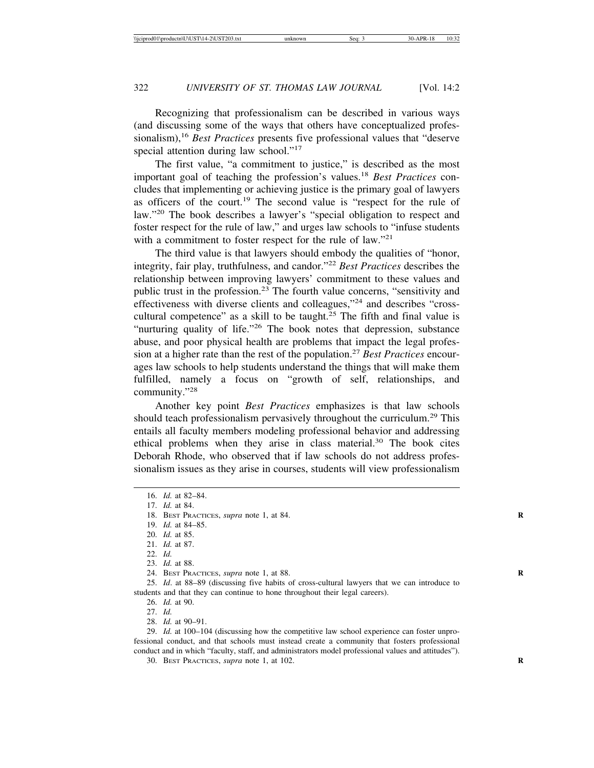Recognizing that professionalism can be described in various ways (and discussing some of the ways that others have conceptualized professionalism),[16] *Best Practices* presents five professional values that "deserve special attention during law school."[17]

The first value, "a commitment to justice," is described as the most important goal of teaching the profession's values.[18] *Best Practices* concludes that implementing or achieving justice is the primary goal of lawyers as officers of the court.[19] The second value is "respect for the rule of law."[20] The book describes a lawyer's "special obligation to respect and foster respect for the rule of law," and urges law schools to "infuse students with a commitment to foster respect for the rule of law."[21]

The third value is that lawyers should embody the qualities of "honor, integrity, fair play, truthfulness, and candor."[22] *Best Practices* describes the relationship between improving lawyers' commitment to these values and public trust in the profession.[23] The fourth value concerns, "sensitivity and effectiveness with diverse clients and colleagues,"[24] and describes "cross-cultural competence" as a skill to be taught.[25] The fifth and final value is "nurturing quality of life."[26] The book notes that depression, substance abuse, and poor physical health are problems that impact the legal profession at a higher rate than the rest of the population.[27] *Best Practices* encourages law schools to help students understand the things that will make them fulfilled, namely a focus on "growth of self, relationships, and community."[28]

Another key point *Best Practices* emphasizes is that law schools should teach professionalism pervasively throughout the curriculum.[29] This entails all faculty members modeling professional behavior and addressing ethical problems when they arise in class material.[30] The book cites Deborah Rhode, who observed that if law schools do not address professionalism issues as they arise in courses, students will view professionalism

---

16. *Id.* at 82–84.

17. *Id.* at 84.

18. BEST PRACTICES, *supra* note 1, at 84.

19. *Id.* at 84–85.

20. *Id.* at 85.

21. *Id.* at 87.

22. *Id.*

23. *Id.* at 88.

24. BEST PRACTICES, *supra* note 1, at 88.

25. *Id*. at 88–89 (discussing five habits of cross-cultural lawyers that we can introduce to students and that they can continue to hone throughout their legal careers).

26. *Id.* at 90.

27. *Id.*

28. *Id.* at 90–91.

29. *Id.* at 100–104 (discussing how the competitive law school experience can foster unprofessional conduct, and that schools must instead create a community that fosters professional conduct and in which "faculty, staff, and administrators model professional values and attitudes").

30. BEST PRACTICES, *supra* note 1, at 102.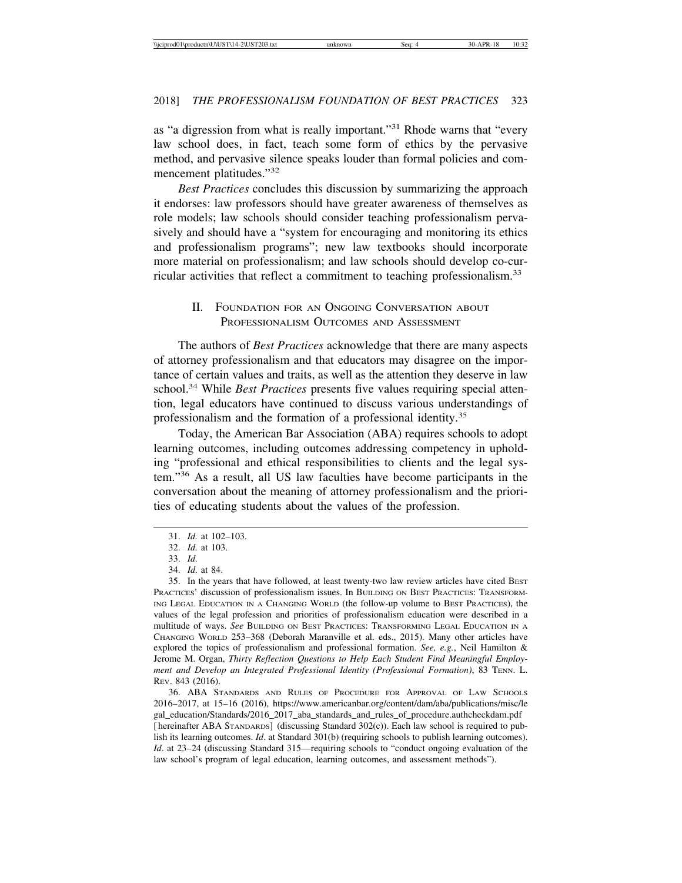as "a digression from what is really important."[31] Rhode warns that "every law school does, in fact, teach some form of ethics by the pervasive method, and pervasive silence speaks louder than formal policies and commencement platitudes."[32]

*Best Practices* concludes this discussion by summarizing the approach it endorses: law professors should have greater awareness of themselves as role models; law schools should consider teaching professionalism pervasively and should have a "system for encouraging and monitoring its ethics and professionalism programs"; new law textbooks should incorporate more material on professionalism; and law schools should develop co-curricular activities that reflect a commitment to teaching professionalism.[33]

## II. Foundation for an Ongoing Conversation about Professionalism Outcomes and Assessment

The authors of *Best Practices* acknowledge that there are many aspects of attorney professionalism and that educators may disagree on the importance of certain values and traits, as well as the attention they deserve in law school.[34] While *Best Practices* presents five values requiring special attention, legal educators have continued to discuss various understandings of professionalism and the formation of a professional identity.[35]

Today, the American Bar Association (ABA) requires schools to adopt learning outcomes, including outcomes addressing competency in upholding "professional and ethical responsibilities to clients and the legal system."[36] As a result, all US law faculties have become participants in the conversation about the meaning of attorney professionalism and the priorities of educating students about the values of the profession.

---

31. *Id.* at 102–103.

32. *Id.* at 103.

33. *Id.*

34. *Id.* at 84.

35. In the years that have followed, at least twenty-two law review articles have cited Best Practices' discussion of professionalism issues. In Building on Best Practices: Transforming Legal Education in a Changing World (the follow-up volume to Best Practices), the values of the legal profession and priorities of professionalism education were described in a multitude of ways. *See* Building on Best Practices: Transforming Legal Education in a Changing World 253–368 (Deborah Maranville et al. eds., 2015). Many other articles have explored the topics of professionalism and professional formation. *See, e.g.*, Neil Hamilton & Jerome M. Organ, *Thirty Reflection Questions to Help Each Student Find Meaningful Employment and Develop an Integrated Professional Identity (Professional Formation)*, 83 Tenn. L. Rev. 843 (2016).

36. ABA Standards and Rules of Procedure for Approval of Law Schools 2016–2017, at 15–16 (2016), https://www.americanbar.org/content/dam/aba/publications/misc/legal_education/Standards/2016_2017_aba_standards_and_rules_of_procedure.authcheckdam.pdf [hereinafter ABA Standards] (discussing Standard 302(c)). Each law school is required to publish its learning outcomes. *Id*. at Standard 301(b) (requiring schools to publish learning outcomes). *Id*. at 23–24 (discussing Standard 315—requiring schools to "conduct ongoing evaluation of the law school's program of legal education, learning outcomes, and assessment methods").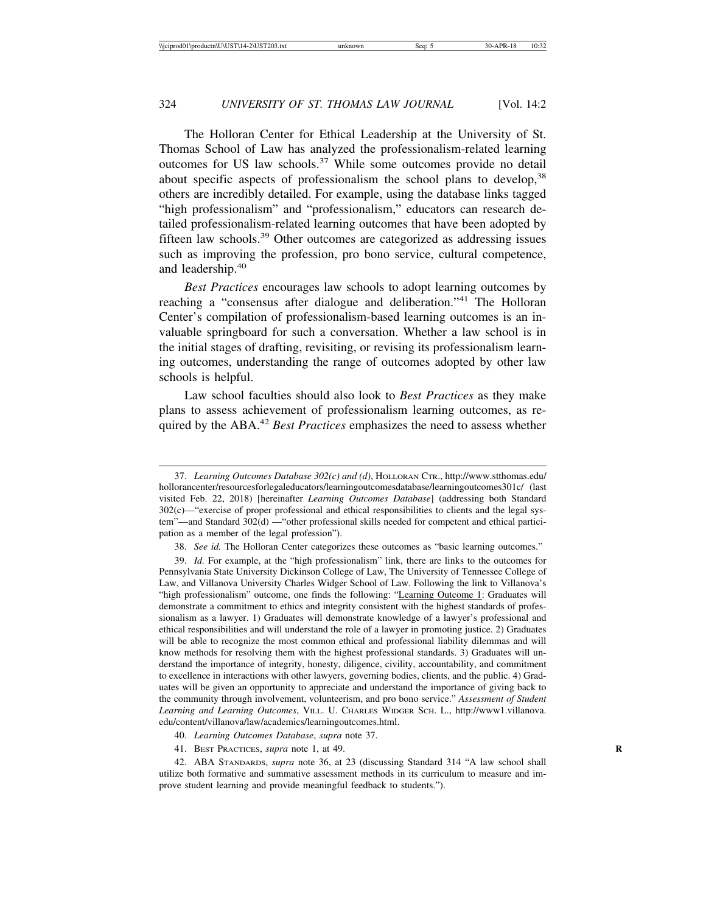The Holloran Center for Ethical Leadership at the University of St. Thomas School of Law has analyzed the professionalism-related learning outcomes for US law schools.[37] While some outcomes provide no detail about specific aspects of professionalism the school plans to develop,[38] others are incredibly detailed. For example, using the database links tagged "high professionalism" and "professionalism," educators can research detailed professionalism-related learning outcomes that have been adopted by fifteen law schools.[39] Other outcomes are categorized as addressing issues such as improving the profession, pro bono service, cultural competence, and leadership.[40]

*Best Practices* encourages law schools to adopt learning outcomes by reaching a "consensus after dialogue and deliberation."[41] The Holloran Center's compilation of professionalism-based learning outcomes is an invaluable springboard for such a conversation. Whether a law school is in the initial stages of drafting, revisiting, or revising its professionalism learning outcomes, understanding the range of outcomes adopted by other law schools is helpful.

Law school faculties should also look to *Best Practices* as they make plans to assess achievement of professionalism learning outcomes, as required by the ABA.[42] *Best Practices* emphasizes the need to assess whether

---

37. *Learning Outcomes Database 302(c) and (d)*, HOLLORAN CTR., http://www.stthomas.edu/hollorancenter/resourcesforlegaleducators/learningoutcomesdatabase/learningoutcomes301c/ (last visited Feb. 22, 2018) [hereinafter *Learning Outcomes Database*] (addressing both Standard 302(c)—"exercise of proper professional and ethical responsibilities to clients and the legal system"—and Standard 302(d) —"other professional skills needed for competent and ethical participation as a member of the legal profession").

38. *See id.* The Holloran Center categorizes these outcomes as "basic learning outcomes."

39. *Id.* For example, at the "high professionalism" link, there are links to the outcomes for Pennsylvania State University Dickinson College of Law, The University of Tennessee College of Law, and Villanova University Charles Widger School of Law. Following the link to Villanova's "high professionalism" outcome, one finds the following: "Learning Outcome 1: Graduates will demonstrate a commitment to ethics and integrity consistent with the highest standards of professionalism as a lawyer. 1) Graduates will demonstrate knowledge of a lawyer's professional and ethical responsibilities and will understand the role of a lawyer in promoting justice. 2) Graduates will be able to recognize the most common ethical and professional liability dilemmas and will know methods for resolving them with the highest professional standards. 3) Graduates will understand the importance of integrity, honesty, diligence, civility, accountability, and commitment to excellence in interactions with other lawyers, governing bodies, clients, and the public. 4) Graduates will be given an opportunity to appreciate and understand the importance of giving back to the community through involvement, volunteerism, and pro bono service." *Assessment of Student Learning and Learning Outcomes*, VILL. U. CHARLES WIDGER SCH. L., http://www1.villanova.edu/content/villanova/law/academics/learningoutcomes.html.

40. *Learning Outcomes Database*, *supra* note 37.

41. BEST PRACTICES, *supra* note 1, at 49.

42. ABA STANDARDS, *supra* note 36, at 23 (discussing Standard 314 "A law school shall utilize both formative and summative assessment methods in its curriculum to measure and improve student learning and provide meaningful feedback to students.").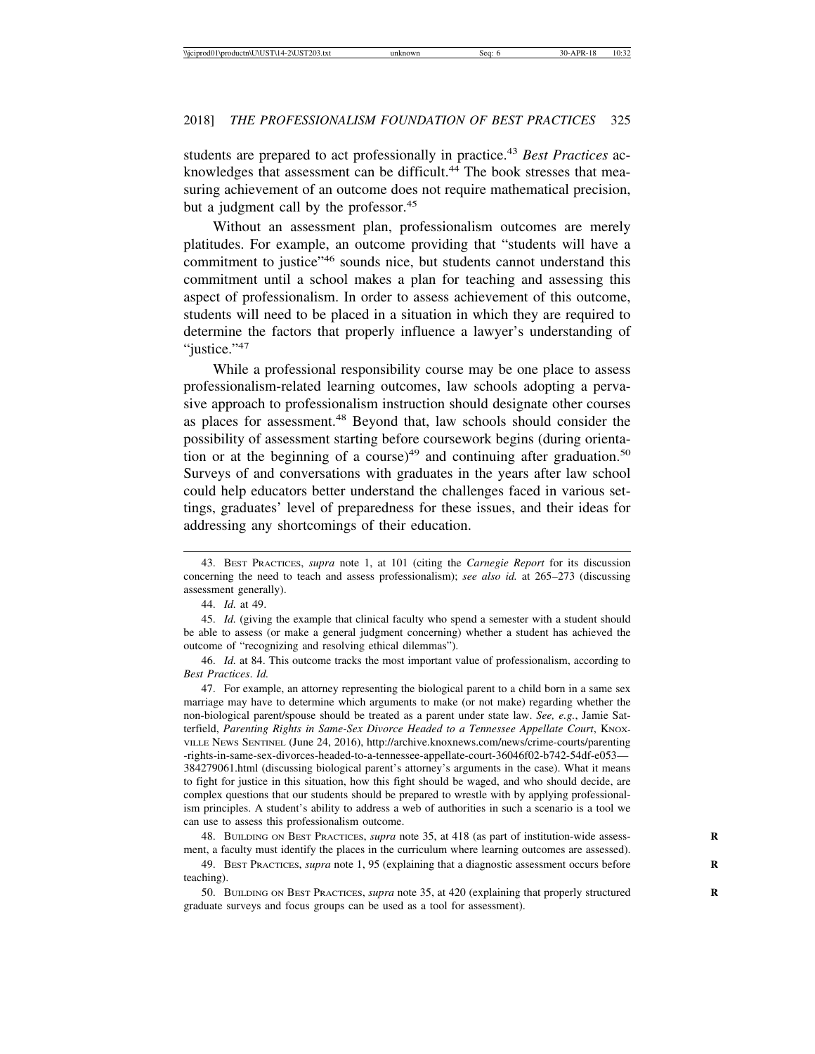students are prepared to act professionally in practice.[43] *Best Practices* acknowledges that assessment can be difficult.[44] The book stresses that measuring achievement of an outcome does not require mathematical precision, but a judgment call by the professor.[45]

Without an assessment plan, professionalism outcomes are merely platitudes. For example, an outcome providing that "students will have a commitment to justice"[46] sounds nice, but students cannot understand this commitment until a school makes a plan for teaching and assessing this aspect of professionalism. In order to assess achievement of this outcome, students will need to be placed in a situation in which they are required to determine the factors that properly influence a lawyer's understanding of "justice."[47]

While a professional responsibility course may be one place to assess professionalism-related learning outcomes, law schools adopting a pervasive approach to professionalism instruction should designate other courses as places for assessment.[48] Beyond that, law schools should consider the possibility of assessment starting before coursework begins (during orientation or at the beginning of a course)[49] and continuing after graduation.[50] Surveys of and conversations with graduates in the years after law school could help educators better understand the challenges faced in various settings, graduates' level of preparedness for these issues, and their ideas for addressing any shortcomings of their education.

---

43. Best Practices, *supra* note 1, at 101 (citing the *Carnegie Report* for its discussion concerning the need to teach and assess professionalism); *see also id.* at 265–273 (discussing assessment generally).

44. *Id.* at 49.

45. *Id.* (giving the example that clinical faculty who spend a semester with a student should be able to assess (or make a general judgment concerning) whether a student has achieved the outcome of "recognizing and resolving ethical dilemmas").

46. *Id.* at 84. This outcome tracks the most important value of professionalism, according to *Best Practices*. *Id.*

47. For example, an attorney representing the biological parent to a child born in a same sex marriage may have to determine which arguments to make (or not make) regarding whether the non-biological parent/spouse should be treated as a parent under state law. *See, e.g.*, Jamie Satterfield, *Parenting Rights in Same-Sex Divorce Headed to a Tennessee Appellate Court*, Knoxville News Sentinel (June 24, 2016), http://archive.knoxnews.com/news/crime-courts/parenting-rights-in-same-sex-divorces-headed-to-a-tennessee-appellate-court-36046f02-b742-54df-e053—384279061.html (discussing biological parent's attorney's arguments in the case). What it means to fight for justice in this situation, how this fight should be waged, and who should decide, are complex questions that our students should be prepared to wrestle with by applying professionalism principles. A student's ability to address a web of authorities in such a scenario is a tool we can use to assess this professionalism outcome.

48. Building on Best Practices, *supra* note 35, at 418 (as part of institution-wide assessment, a faculty must identify the places in the curriculum where learning outcomes are assessed).

49. Best Practices, *supra* note 1, 95 (explaining that a diagnostic assessment occurs before teaching).

50. Building on Best Practices, *supra* note 35, at 420 (explaining that properly structured graduate surveys and focus groups can be used as a tool for assessment).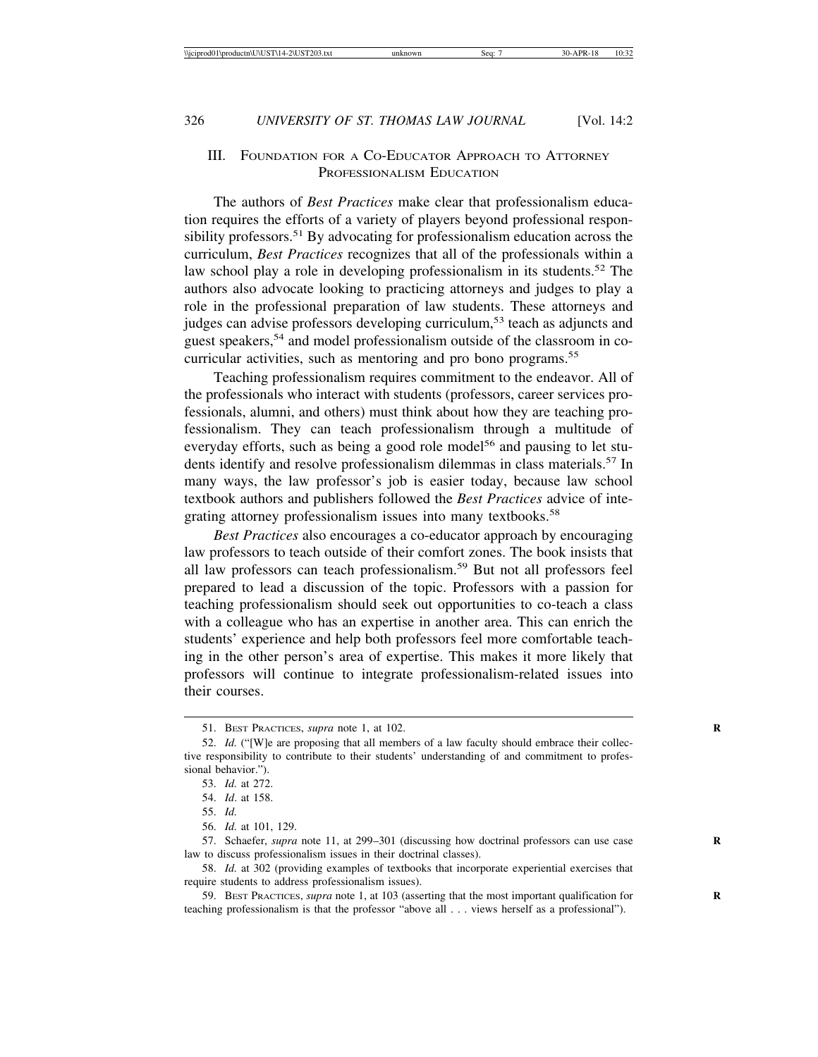## III. Foundation for a Co-Educator Approach to Attorney Professionalism Education

The authors of *Best Practices* make clear that professionalism education requires the efforts of a variety of players beyond professional responsibility professors.[51] By advocating for professionalism education across the curriculum, *Best Practices* recognizes that all of the professionals within a law school play a role in developing professionalism in its students.[52] The authors also advocate looking to practicing attorneys and judges to play a role in the professional preparation of law students. These attorneys and judges can advise professors developing curriculum,[53] teach as adjuncts and guest speakers,[54] and model professionalism outside of the classroom in co-curricular activities, such as mentoring and pro bono programs.[55]

Teaching professionalism requires commitment to the endeavor. All of the professionals who interact with students (professors, career services professionals, alumni, and others) must think about how they are teaching professionalism. They can teach professionalism through a multitude of everyday efforts, such as being a good role model[56] and pausing to let students identify and resolve professionalism dilemmas in class materials.[57] In many ways, the law professor's job is easier today, because law school textbook authors and publishers followed the *Best Practices* advice of integrating attorney professionalism issues into many textbooks.[58]

*Best Practices* also encourages a co-educator approach by encouraging law professors to teach outside of their comfort zones. The book insists that all law professors can teach professionalism.[59] But not all professors feel prepared to lead a discussion of the topic. Professors with a passion for teaching professionalism should seek out opportunities to co-teach a class with a colleague who has an expertise in another area. This can enrich the students' experience and help both professors feel more comfortable teaching in the other person's area of expertise. This makes it more likely that professors will continue to integrate professionalism-related issues into their courses.

---

51. Best Practices, *supra* note 1, at 102.

52. *Id.* ("[W]e are proposing that all members of a law faculty should embrace their collective responsibility to contribute to their students' understanding of and commitment to professional behavior.").

53. *Id.* at 272.

54. *Id*. at 158.

55. *Id.*

56. *Id.* at 101, 129.

57. Schaefer, *supra* note 11, at 299–301 (discussing how doctrinal professors can use case law to discuss professionalism issues in their doctrinal classes).

58. *Id.* at 302 (providing examples of textbooks that incorporate experiential exercises that require students to address professionalism issues).

59. Best Practices, *supra* note 1, at 103 (asserting that the most important qualification for teaching professionalism is that the professor "above all . . . views herself as a professional").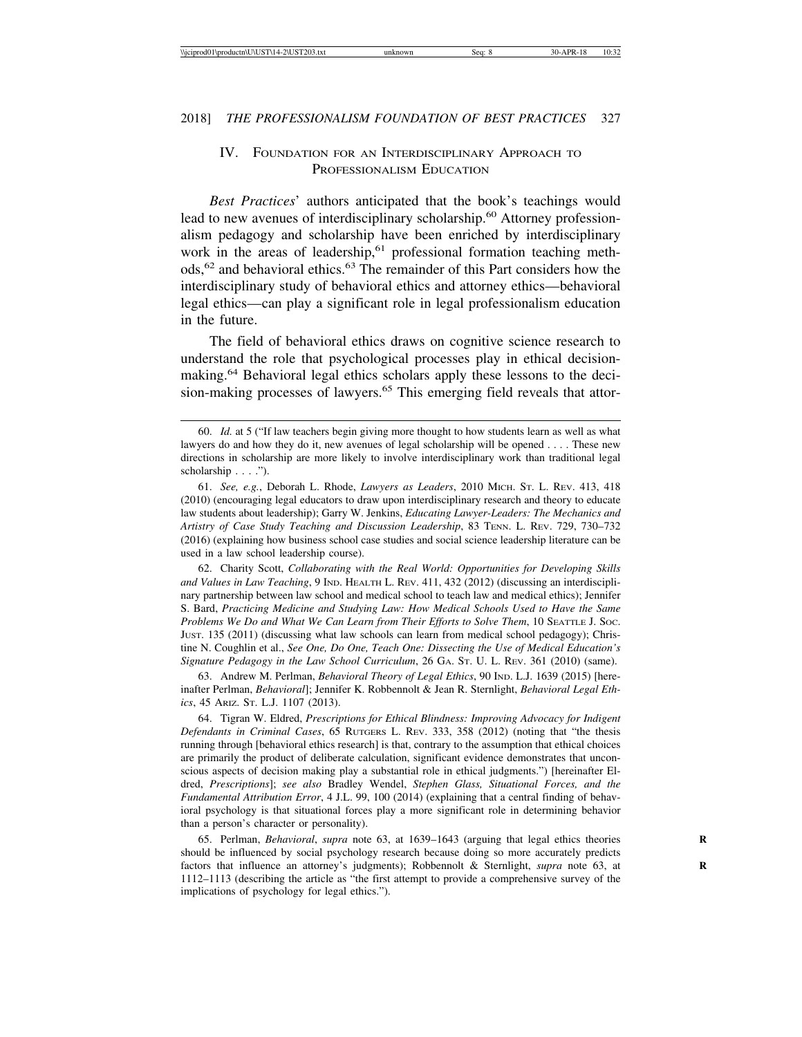## IV. Foundation for an Interdisciplinary Approach to Professionalism Education

*Best Practices*' authors anticipated that the book's teachings would lead to new avenues of interdisciplinary scholarship.[60] Attorney professionalism pedagogy and scholarship have been enriched by interdisciplinary work in the areas of leadership,[61] professional formation teaching methods,[62] and behavioral ethics.[63] The remainder of this Part considers how the interdisciplinary study of behavioral ethics and attorney ethics—behavioral legal ethics—can play a significant role in legal professionalism education in the future.

The field of behavioral ethics draws on cognitive science research to understand the role that psychological processes play in ethical decision-making.[64] Behavioral legal ethics scholars apply these lessons to the decision-making processes of lawyers.[65] This emerging field reveals that attor-

---

60. *Id.* at 5 ("If law teachers begin giving more thought to how students learn as well as what lawyers do and how they do it, new avenues of legal scholarship will be opened . . . . These new directions in scholarship are more likely to involve interdisciplinary work than traditional legal scholarship . . . .").

61. *See, e.g.*, Deborah L. Rhode, *Lawyers as Leaders*, 2010 Mich. St. L. Rev. 413, 418 (2010) (encouraging legal educators to draw upon interdisciplinary research and theory to educate law students about leadership); Garry W. Jenkins, *Educating Lawyer-Leaders: The Mechanics and Artistry of Case Study Teaching and Discussion Leadership*, 83 Tenn. L. Rev. 729, 730–732 (2016) (explaining how business school case studies and social science leadership literature can be used in a law school leadership course).

62. Charity Scott, *Collaborating with the Real World: Opportunities for Developing Skills and Values in Law Teaching*, 9 Ind. Health L. Rev. 411, 432 (2012) (discussing an interdisciplinary partnership between law school and medical school to teach law and medical ethics); Jennifer S. Bard, *Practicing Medicine and Studying Law: How Medical Schools Used to Have the Same Problems We Do and What We Can Learn from Their Efforts to Solve Them*, 10 Seattle J. Soc. Just. 135 (2011) (discussing what law schools can learn from medical school pedagogy); Christine N. Coughlin et al., *See One, Do One, Teach One: Dissecting the Use of Medical Education's Signature Pedagogy in the Law School Curriculum*, 26 Ga. St. U. L. Rev. 361 (2010) (same).

63. Andrew M. Perlman, *Behavioral Theory of Legal Ethics*, 90 Ind. L.J. 1639 (2015) [hereinafter Perlman, *Behavioral*]; Jennifer K. Robbennolt & Jean R. Sternlight, *Behavioral Legal Ethics*, 45 Ariz. St. L.J. 1107 (2013).

64. Tigran W. Eldred, *Prescriptions for Ethical Blindness: Improving Advocacy for Indigent Defendants in Criminal Cases*, 65 Rutgers L. Rev. 333, 358 (2012) (noting that "the thesis running through [behavioral ethics research] is that, contrary to the assumption that ethical choices are primarily the product of deliberate calculation, significant evidence demonstrates that unconscious aspects of decision making play a substantial role in ethical judgments.") [hereinafter Eldred, *Prescriptions*]; *see also* Bradley Wendel, *Stephen Glass, Situational Forces, and the Fundamental Attribution Error*, 4 J.L. 99, 100 (2014) (explaining that a central finding of behavioral psychology is that situational forces play a more significant role in determining behavior than a person's character or personality).

65. Perlman, *Behavioral*, *supra* note 63, at 1639–1643 (arguing that legal ethics theories should be influenced by social psychology research because doing so more accurately predicts factors that influence an attorney's judgments); Robbennolt & Sternlight, *supra* note 63, at 1112–1113 (describing the article as "the first attempt to provide a comprehensive survey of the implications of psychology for legal ethics.").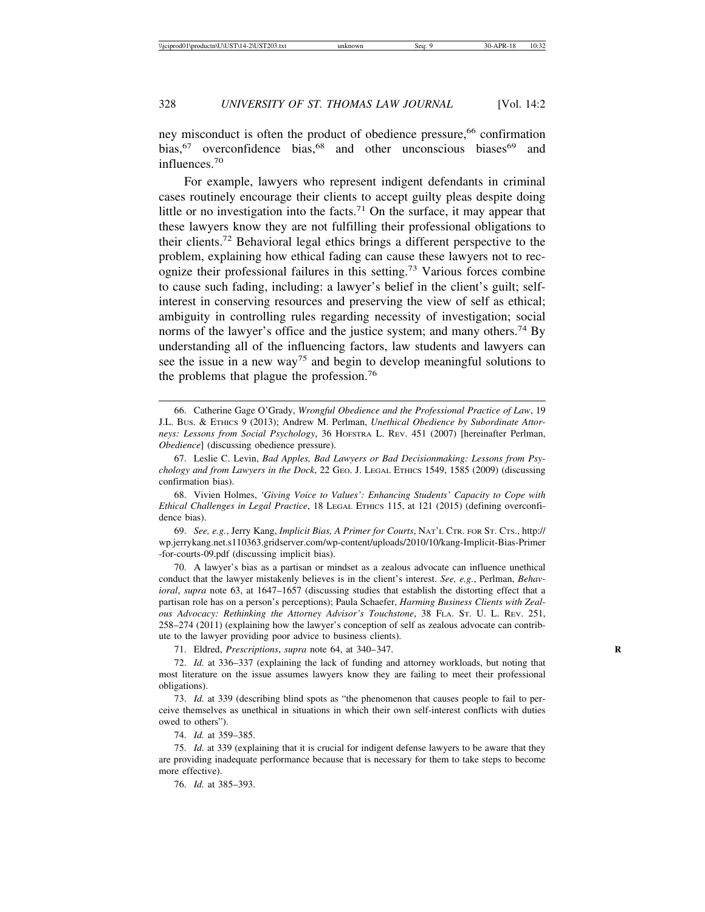ney misconduct is often the product of obedience pressure,[66] confirmation bias,[67] overconfidence bias,[68] and other unconscious biases[69] and influences.[70]

For example, lawyers who represent indigent defendants in criminal cases routinely encourage their clients to accept guilty pleas despite doing little or no investigation into the facts.[71] On the surface, it may appear that these lawyers know they are not fulfilling their professional obligations to their clients.[72] Behavioral legal ethics brings a different perspective to the problem, explaining how ethical fading can cause these lawyers not to recognize their professional failures in this setting.[73] Various forces combine to cause such fading, including: a lawyer's belief in the client's guilt; self-interest in conserving resources and preserving the view of self as ethical; ambiguity in controlling rules regarding necessity of investigation; social norms of the lawyer's office and the justice system; and many others.[74] By understanding all of the influencing factors, law students and lawyers can see the issue in a new way[75] and begin to develop meaningful solutions to the problems that plague the profession.[76]

---

66. Catherine Gage O'Grady, *Wrongful Obedience and the Professional Practice of Law*, 19 J.L. Bus. & Ethics 9 (2013); Andrew M. Perlman, *Unethical Obedience by Subordinate Attorneys: Lessons from Social Psychology*, 36 Hofstra L. Rev. 451 (2007) [hereinafter Perlman, *Obedience*] (discussing obedience pressure).

67. Leslie C. Levin, *Bad Apples, Bad Lawyers or Bad Decisionmaking: Lessons from Psychology and from Lawyers in the Dock*, 22 Geo. J. Legal Ethics 1549, 1585 (2009) (discussing confirmation bias).

68. Vivien Holmes, *'Giving Voice to Values': Enhancing Students' Capacity to Cope with Ethical Challenges in Legal Practice*, 18 Legal Ethics 115, at 121 (2015) (defining overconfidence bias).

69. *See, e.g.*, Jerry Kang, *Implicit Bias, A Primer for Courts*, Nat'l Ctr. for St. Cts., http://wp.jerrykang.net.s110363.gridserver.com/wp-content/uploads/2010/10/kang-Implicit-Bias-Primer-for-courts-09.pdf (discussing implicit bias).

70. A lawyer's bias as a partisan or mindset as a zealous advocate can influence unethical conduct that the lawyer mistakenly believes is in the client's interest. *See, e.g.*, Perlman, *Behavioral*, *supra* note 63, at 1647–1657 (discussing studies that establish the distorting effect that a partisan role has on a person's perceptions); Paula Schaefer, *Harming Business Clients with Zealous Advocacy: Rethinking the Attorney Advisor's Touchstone*, 38 Fla. St. U. L. Rev. 251, 258–274 (2011) (explaining how the lawyer's conception of self as zealous advocate can contribute to the lawyer providing poor advice to business clients).

71. Eldred, *Prescriptions*, *supra* note 64, at 340–347.

72. *Id.* at 336–337 (explaining the lack of funding and attorney workloads, but noting that most literature on the issue assumes lawyers know they are failing to meet their professional obligations).

73. *Id.* at 339 (describing blind spots as "the phenomenon that causes people to fail to perceive themselves as unethical in situations in which their own self-interest conflicts with duties owed to others").

74. *Id.* at 359–385.

75. *Id.* at 339 (explaining that it is crucial for indigent defense lawyers to be aware that they are providing inadequate performance because that is necessary for them to take steps to become more effective).

76. *Id.* at 385–393.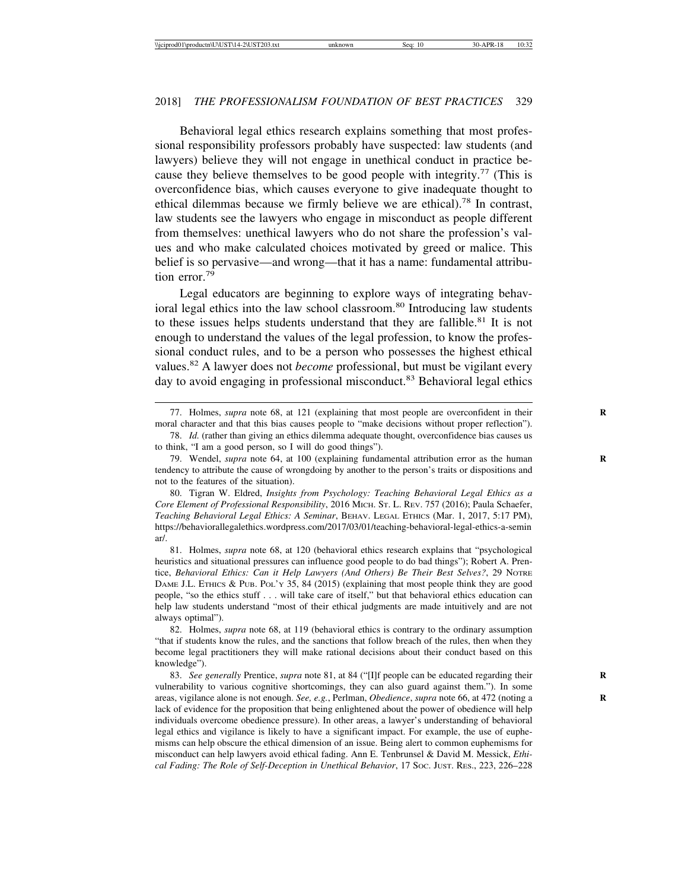Behavioral legal ethics research explains something that most professional responsibility professors probably have suspected: law students (and lawyers) believe they will not engage in unethical conduct in practice because they believe themselves to be good people with integrity.[77] (This is overconfidence bias, which causes everyone to give inadequate thought to ethical dilemmas because we firmly believe we are ethical).[78] In contrast, law students see the lawyers who engage in misconduct as people different from themselves: unethical lawyers who do not share the profession's values and who make calculated choices motivated by greed or malice. This belief is so pervasive—and wrong—that it has a name: fundamental attribution error.[79]

Legal educators are beginning to explore ways of integrating behavioral legal ethics into the law school classroom.[80] Introducing law students to these issues helps students understand that they are fallible.[81] It is not enough to understand the values of the legal profession, to know the professional conduct rules, and to be a person who possesses the highest ethical values.[82] A lawyer does not *become* professional, but must be vigilant every day to avoid engaging in professional misconduct.[83] Behavioral legal ethics

---

77. Holmes, *supra* note 68, at 121 (explaining that most people are overconfident in their moral character and that this bias causes people to "make decisions without proper reflection").

78. *Id.* (rather than giving an ethics dilemma adequate thought, overconfidence bias causes us to think, "I am a good person, so I will do good things").

79. Wendel, *supra* note 64, at 100 (explaining fundamental attribution error as the human tendency to attribute the cause of wrongdoing by another to the person's traits or dispositions and not to the features of the situation).

80. Tigran W. Eldred, *Insights from Psychology: Teaching Behavioral Legal Ethics as a Core Element of Professional Responsibility*, 2016 MICH. ST. L. REV. 757 (2016); Paula Schaefer, *Teaching Behavioral Legal Ethics: A Seminar*, BEHAV. LEGAL ETHICS (Mar. 1, 2017, 5:17 PM), https://behaviorallegalethics.wordpress.com/2017/03/01/teaching-behavioral-legal-ethics-a-seminar/.

81. Holmes, *supra* note 68, at 120 (behavioral ethics research explains that "psychological heuristics and situational pressures can influence good people to do bad things"); Robert A. Prentice, *Behavioral Ethics: Can it Help Lawyers (And Others) Be Their Best Selves?*, 29 NOTRE DAME J.L. ETHICS & PUB. POL'Y 35, 84 (2015) (explaining that most people think they are good people, "so the ethics stuff . . . will take care of itself," but that behavioral ethics education can help law students understand "most of their ethical judgments are made intuitively and are not always optimal").

82. Holmes, *supra* note 68, at 119 (behavioral ethics is contrary to the ordinary assumption "that if students know the rules, and the sanctions that follow breach of the rules, then when they become legal practitioners they will make rational decisions about their conduct based on this knowledge").

83. *See generally* Prentice, *supra* note 81, at 84 ("[I]f people can be educated regarding their vulnerability to various cognitive shortcomings, they can also guard against them."). In some areas, vigilance alone is not enough. *See, e.g.*, Perlman, *Obedience*, *supra* note 66, at 472 (noting a lack of evidence for the proposition that being enlightened about the power of obedience will help individuals overcome obedience pressure). In other areas, a lawyer's understanding of behavioral legal ethics and vigilance is likely to have a significant impact. For example, the use of euphemisms can help obscure the ethical dimension of an issue. Being alert to common euphemisms for misconduct can help lawyers avoid ethical fading. Ann E. Tenbrunsel & David M. Messick, *Ethical Fading: The Role of Self-Deception in Unethical Behavior*, 17 SOC. JUST. RES., 223, 226–228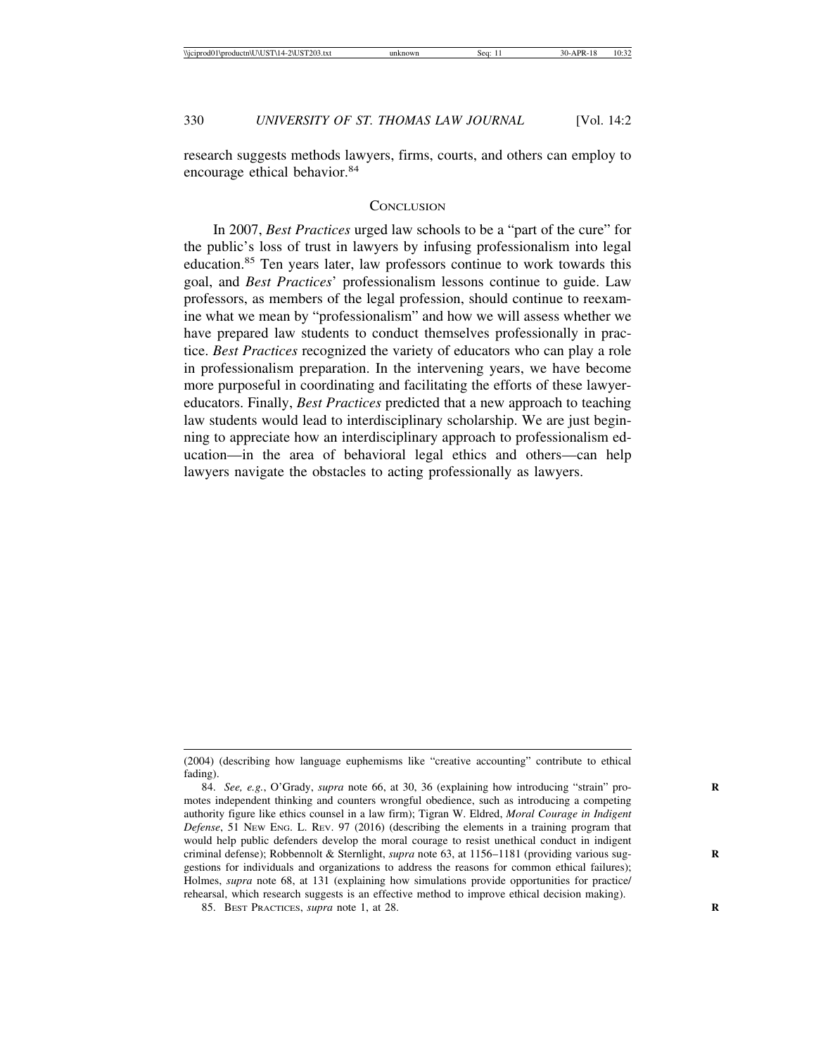research suggests methods lawyers, firms, courts, and others can employ to encourage ethical behavior.[84]

## Conclusion

In 2007, *Best Practices* urged law schools to be a "part of the cure" for the public's loss of trust in lawyers by infusing professionalism into legal education.[85] Ten years later, law professors continue to work towards this goal, and *Best Practices*' professionalism lessons continue to guide. Law professors, as members of the legal profession, should continue to reexamine what we mean by "professionalism" and how we will assess whether we have prepared law students to conduct themselves professionally in practice. *Best Practices* recognized the variety of educators who can play a role in professionalism preparation. In the intervening years, we have become more purposeful in coordinating and facilitating the efforts of these lawyer-educators. Finally, *Best Practices* predicted that a new approach to teaching law students would lead to interdisciplinary scholarship. We are just beginning to appreciate how an interdisciplinary approach to professionalism education—in the area of behavioral legal ethics and others—can help lawyers navigate the obstacles to acting professionally as lawyers.

---

(2004) (describing how language euphemisms like "creative accounting" contribute to ethical fading).

84. *See, e.g.*, O'Grady, *supra* note 66, at 30, 36 (explaining how introducing "strain" promotes independent thinking and counters wrongful obedience, such as introducing a competing authority figure like ethics counsel in a law firm); Tigran W. Eldred, *Moral Courage in Indigent Defense*, 51 New Eng. L. Rev. 97 (2016) (describing the elements in a training program that would help public defenders develop the moral courage to resist unethical conduct in indigent criminal defense); Robbennolt & Sternlight, *supra* note 63, at 1156–1181 (providing various suggestions for individuals and organizations to address the reasons for common ethical failures); Holmes, *supra* note 68, at 131 (explaining how simulations provide opportunities for practice/rehearsal, which research suggests is an effective method to improve ethical decision making).

85. Best Practices, *supra* note 1, at 28.